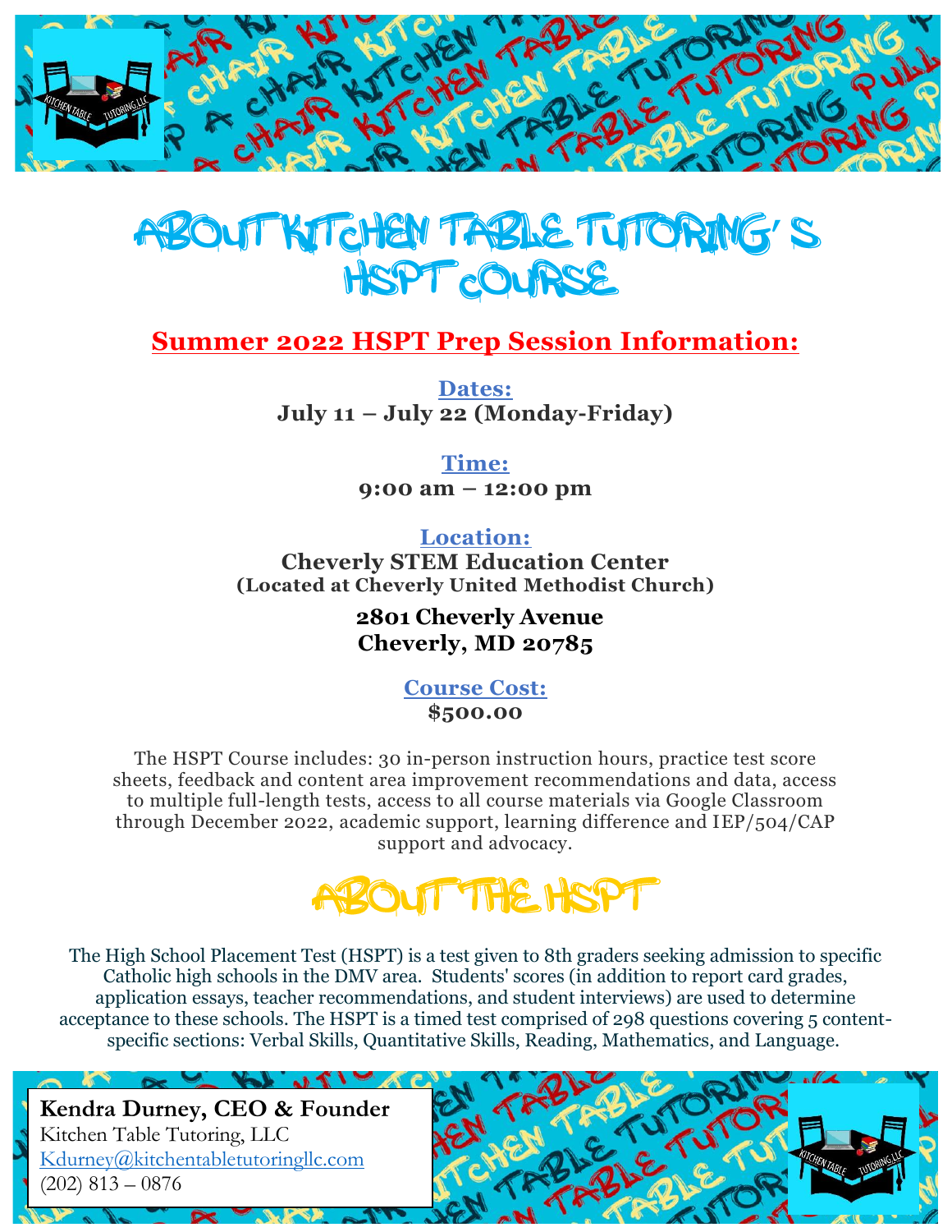# ABOUT KITCHEN TABLE TUTORING'S HSPT COURSE

## Summer 2022 HSPT Prep Session Information:

**Dates:**
**July 11 – July 22 (Monday-Friday)**

**Time:**
**9:00 am – 12:00 pm**

**Location:**
**Cheverly STEM Education Center**
**(Located at Cheverly United Methodist Church)**

**2801 Cheverly Avenue**
**Cheverly, MD 20785**

**Course Cost:**
**$500.00**

The HSPT Course includes: 30 in-person instruction hours, practice test score sheets, feedback and content area improvement recommendations and data, access to multiple full-length tests, access to all course materials via Google Classroom through December 2022, academic support, learning difference and IEP/504/CAP support and advocacy.

# ABOUT THE HSPT

The High School Placement Test (HSPT) is a test given to 8th graders seeking admission to specific Catholic high schools in the DMV area. Students' scores (in addition to report card grades, application essays, teacher recommendations, and student interviews) are used to determine acceptance to these schools. The HSPT is a timed test comprised of 298 questions covering 5 content-specific sections: Verbal Skills, Quantitative Skills, Reading, Mathematics, and Language.

**Kendra Durney, CEO & Founder**
Kitchen Table Tutoring, LLC
Kdurney@kitchentabletutoringllc.com
(202) 813 – 0876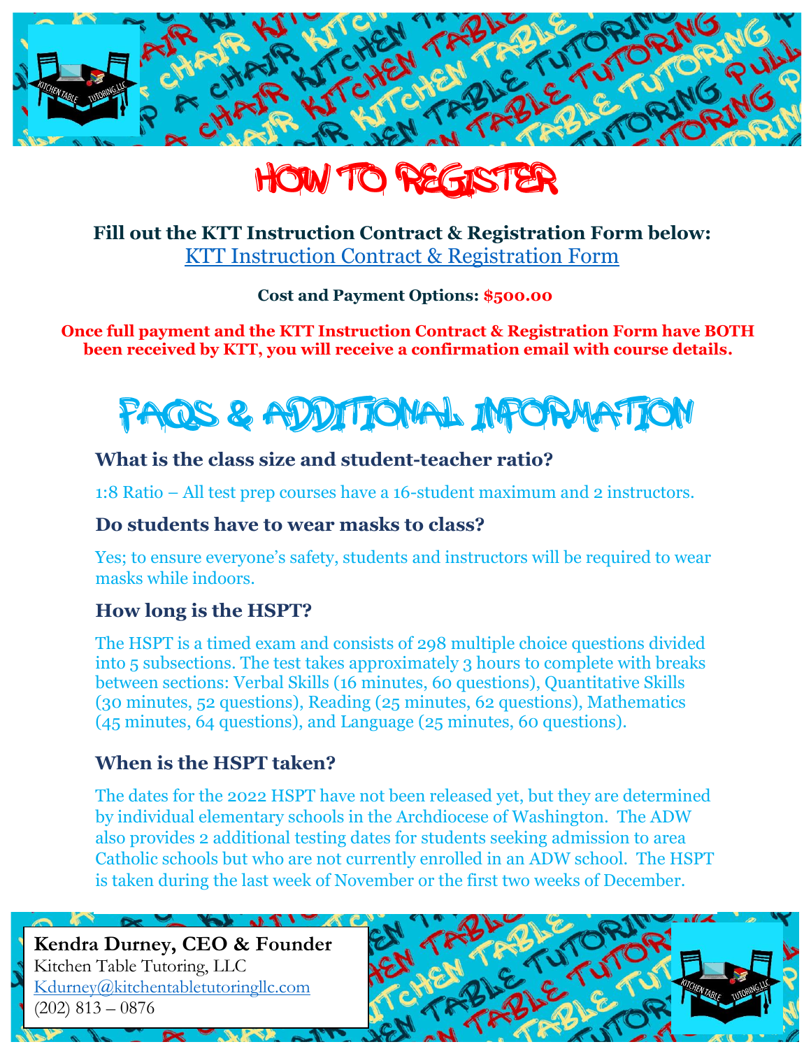# HOW TO REGISTER

**Fill out the KTT Instruction Contract & Registration Form below:**
[KTT Instruction Contract & Registration Form]

**Cost and Payment Options: $500.00**

**Once full payment and the KTT Instruction Contract & Registration Form have BOTH been received by KTT, you will receive a confirmation email with course details.**

# FAQS & ADDITIONAL INFORMATION

### What is the class size and student-teacher ratio?

1:8 Ratio – All test prep courses have a 16-student maximum and 2 instructors.

### Do students have to wear masks to class?

Yes; to ensure everyone's safety, students and instructors will be required to wear masks while indoors.

### How long is the HSPT?

The HSPT is a timed exam and consists of 298 multiple choice questions divided into 5 subsections. The test takes approximately 3 hours to complete with breaks between sections: Verbal Skills (16 minutes, 60 questions), Quantitative Skills (30 minutes, 52 questions), Reading (25 minutes, 62 questions), Mathematics (45 minutes, 64 questions), and Language (25 minutes, 60 questions).

### When is the HSPT taken?

The dates for the 2022 HSPT have not been released yet, but they are determined by individual elementary schools in the Archdiocese of Washington. The ADW also provides 2 additional testing dates for students seeking admission to area Catholic schools but who are not currently enrolled in an ADW school. The HSPT is taken during the last week of November or the first two weeks of December.

**Kendra Durney, CEO & Founder**
Kitchen Table Tutoring, LLC
Kdurney@kitchentabletutoringllc.com
(202) 813 – 0876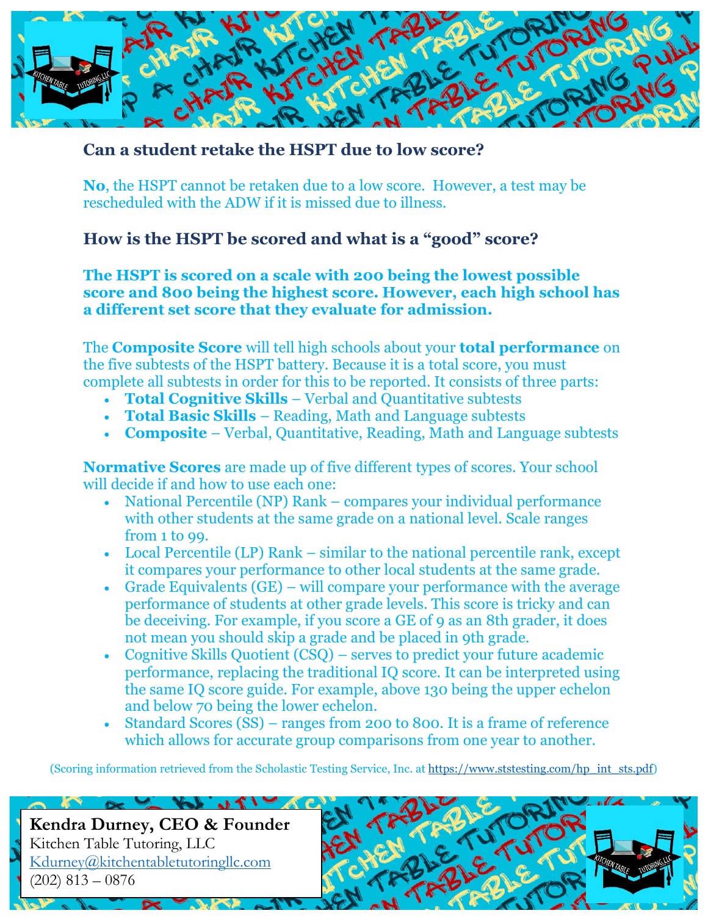### Can a student retake the HSPT due to low score?

**No**, the HSPT cannot be retaken due to a low score. However, a test may be rescheduled with the ADW if it is missed due to illness.

### How is the HSPT be scored and what is a "good" score?

**The HSPT is scored on a scale with 200 being the lowest possible score and 800 being the highest score. However, each high school has a different set score that they evaluate for admission.**

The **Composite Score** will tell high schools about your **total performance** on the five subtests of the HSPT battery. Because it is a total score, you must complete all subtests in order for this to be reported. It consists of three parts:

- **Total Cognitive Skills** – Verbal and Quantitative subtests
- **Total Basic Skills** – Reading, Math and Language subtests
- **Composite** – Verbal, Quantitative, Reading, Math and Language subtests

**Normative Scores** are made up of five different types of scores. Your school will decide if and how to use each one:

- National Percentile (NP) Rank – compares your individual performance with other students at the same grade on a national level. Scale ranges from 1 to 99.
- Local Percentile (LP) Rank – similar to the national percentile rank, except it compares your performance to other local students at the same grade.
- Grade Equivalents (GE) – will compare your performance with the average performance of students at other grade levels. This score is tricky and can be deceiving. For example, if you score a GE of 9 as an 8th grader, it does not mean you should skip a grade and be placed in 9th grade.
- Cognitive Skills Quotient (CSQ) – serves to predict your future academic performance, replacing the traditional IQ score. It can be interpreted using the same IQ score guide. For example, above 130 being the upper echelon and below 70 being the lower echelon.
- Standard Scores (SS) – ranges from 200 to 800. It is a frame of reference which allows for accurate group comparisons from one year to another.

(Scoring information retrieved from the Scholastic Testing Service, Inc. at https://www.ststesting.com/hp_int_sts.pdf)

**Kendra Durney, CEO & Founder**
Kitchen Table Tutoring, LLC
Kdurney@kitchentabletutoringllc.com
(202) 813 – 0876